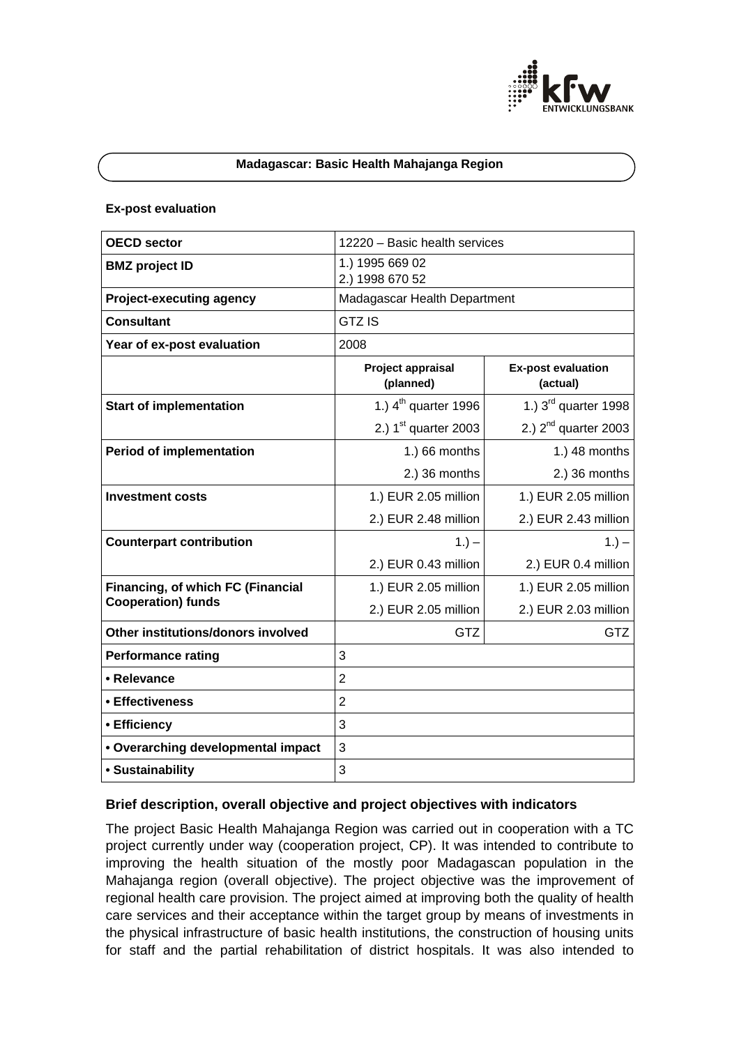**Madagascar: Basic Health Mahajanga Region**

**Ex-post evaluation**

| **OECD sector** | 12220 – Basic health services | |
|---|---|---|
| **BMZ project ID** | 1.) 1995 669 02<br>2.) 1998 670 52 | |
| **Project-executing agency** | Madagascar Health Department | |
| **Consultant** | GTZ IS | |
| **Year of ex-post evaluation** | 2008 | |
| | **Project appraisal (planned)** | **Ex-post evaluation (actual)** |
| **Start of implementation** | 1.) 4th quarter 1996<br>2.) 1st quarter 2003 | 1.) 3rd quarter 1998<br>2.) 2nd quarter 2003 |
| **Period of implementation** | 1.) 66 months<br>2.) 36 months | 1.) 48 months<br>2.) 36 months |
| **Investment costs** | 1.) EUR 2.05 million<br>2.) EUR 2.48 million | 1.) EUR 2.05 million<br>2.) EUR 2.43 million |
| **Counterpart contribution** | 1.) –<br>2.) EUR 0.43 million | 1.) –<br>2.) EUR 0.4 million |
| **Financing, of which FC (Financial Cooperation) funds** | 1.) EUR 2.05 million<br>2.) EUR 2.05 million | 1.) EUR 2.05 million<br>2.) EUR 2.03 million |
| **Other institutions/donors involved** | GTZ | GTZ |
| **Performance rating** | 3 | |
| **• Relevance** | 2 | |
| **• Effectiveness** | 2 | |
| **• Efficiency** | 3 | |
| **• Overarching developmental impact** | 3 | |
| **• Sustainability** | 3 | |

## Brief description, overall objective and project objectives with indicators

The project Basic Health Mahajanga Region was carried out in cooperation with a TC project currently under way (cooperation project, CP). It was intended to contribute to improving the health situation of the mostly poor Madagascan population in the Mahajanga region (overall objective). The project objective was the improvement of regional health care provision. The project aimed at improving both the quality of health care services and their acceptance within the target group by means of investments in the physical infrastructure of basic health institutions, the construction of housing units for staff and the partial rehabilitation of district hospitals. It was also intended to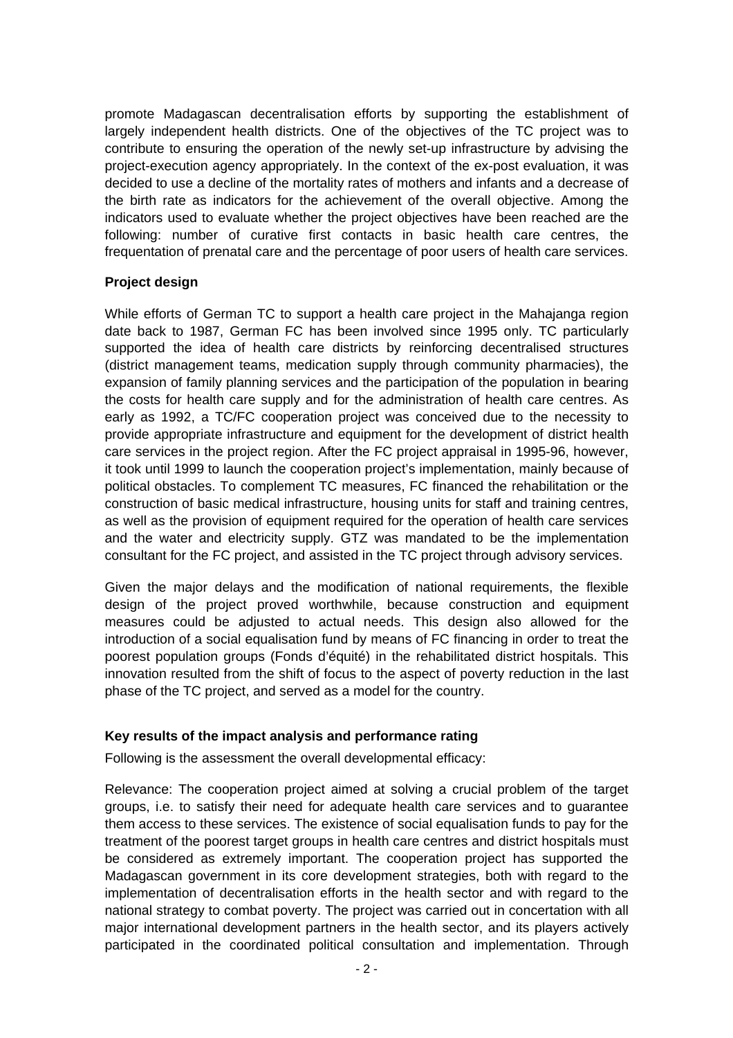promote Madagascan decentralisation efforts by supporting the establishment of largely independent health districts. One of the objectives of the TC project was to contribute to ensuring the operation of the newly set-up infrastructure by advising the project-execution agency appropriately. In the context of the ex-post evaluation, it was decided to use a decline of the mortality rates of mothers and infants and a decrease of the birth rate as indicators for the achievement of the overall objective. Among the indicators used to evaluate whether the project objectives have been reached are the following: number of curative first contacts in basic health care centres, the frequentation of prenatal care and the percentage of poor users of health care services.

**Project design**

While efforts of German TC to support a health care project in the Mahajanga region date back to 1987, German FC has been involved since 1995 only. TC particularly supported the idea of health care districts by reinforcing decentralised structures (district management teams, medication supply through community pharmacies), the expansion of family planning services and the participation of the population in bearing the costs for health care supply and for the administration of health care centres. As early as 1992, a TC/FC cooperation project was conceived due to the necessity to provide appropriate infrastructure and equipment for the development of district health care services in the project region. After the FC project appraisal in 1995-96, however, it took until 1999 to launch the cooperation project's implementation, mainly because of political obstacles. To complement TC measures, FC financed the rehabilitation or the construction of basic medical infrastructure, housing units for staff and training centres, as well as the provision of equipment required for the operation of health care services and the water and electricity supply. GTZ was mandated to be the implementation consultant for the FC project, and assisted in the TC project through advisory services.

Given the major delays and the modification of national requirements, the flexible design of the project proved worthwhile, because construction and equipment measures could be adjusted to actual needs. This design also allowed for the introduction of a social equalisation fund by means of FC financing in order to treat the poorest population groups (Fonds d'équité) in the rehabilitated district hospitals. This innovation resulted from the shift of focus to the aspect of poverty reduction in the last phase of the TC project, and served as a model for the country.

**Key results of the impact analysis and performance rating**

Following is the assessment the overall developmental efficacy:

Relevance: The cooperation project aimed at solving a crucial problem of the target groups, i.e. to satisfy their need for adequate health care services and to guarantee them access to these services. The existence of social equalisation funds to pay for the treatment of the poorest target groups in health care centres and district hospitals must be considered as extremely important. The cooperation project has supported the Madagascan government in its core development strategies, both with regard to the implementation of decentralisation efforts in the health sector and with regard to the national strategy to combat poverty. The project was carried out in concertation with all major international development partners in the health sector, and its players actively participated in the coordinated political consultation and implementation. Through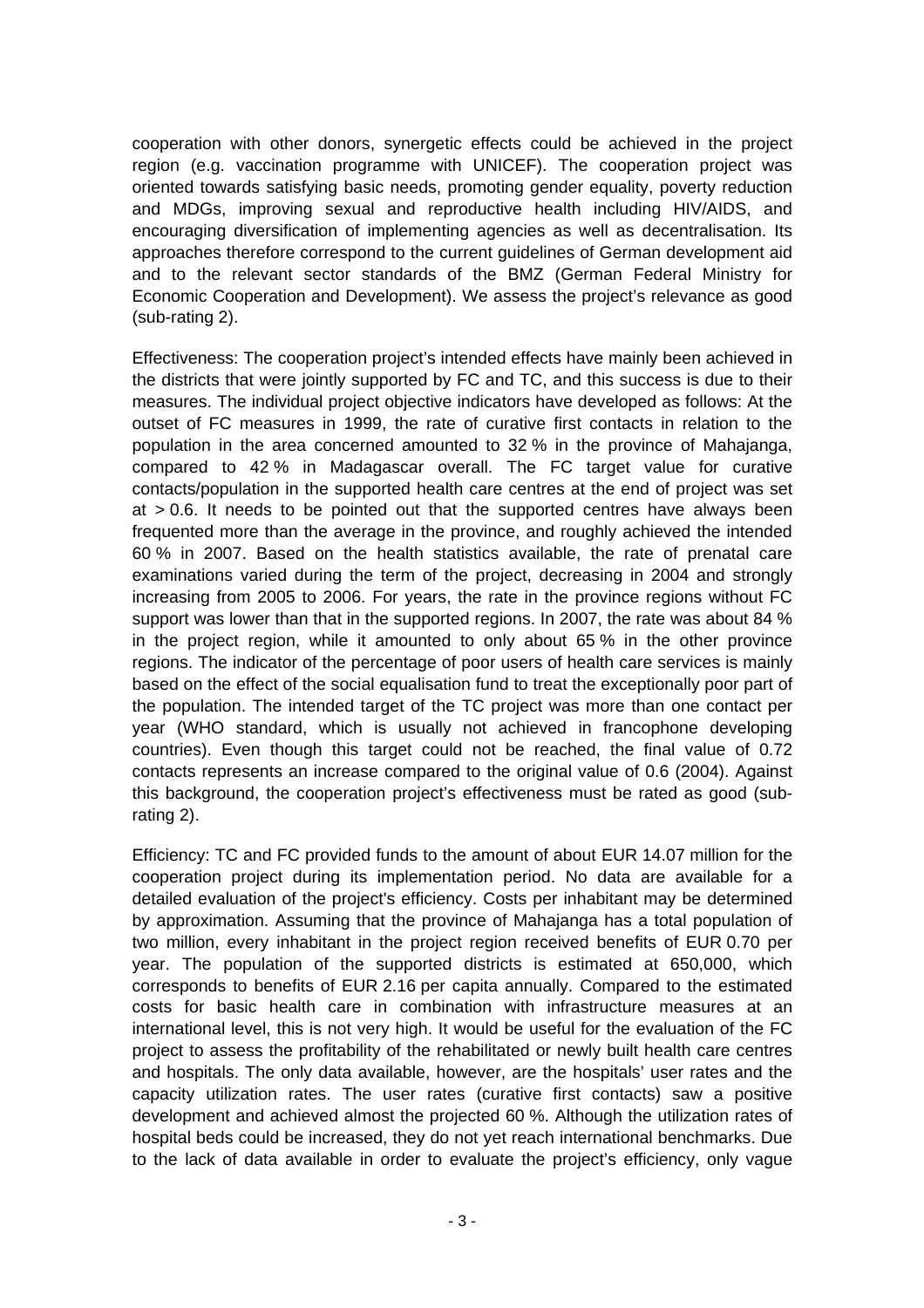cooperation with other donors, synergetic effects could be achieved in the project region (e.g. vaccination programme with UNICEF). The cooperation project was oriented towards satisfying basic needs, promoting gender equality, poverty reduction and MDGs, improving sexual and reproductive health including HIV/AIDS, and encouraging diversification of implementing agencies as well as decentralisation. Its approaches therefore correspond to the current guidelines of German development aid and to the relevant sector standards of the BMZ (German Federal Ministry for Economic Cooperation and Development). We assess the project's relevance as good (sub-rating 2).

Effectiveness: The cooperation project's intended effects have mainly been achieved in the districts that were jointly supported by FC and TC, and this success is due to their measures. The individual project objective indicators have developed as follows: At the outset of FC measures in 1999, the rate of curative first contacts in relation to the population in the area concerned amounted to 32 % in the province of Mahajanga, compared to 42 % in Madagascar overall. The FC target value for curative contacts/population in the supported health care centres at the end of project was set at > 0.6. It needs to be pointed out that the supported centres have always been frequented more than the average in the province, and roughly achieved the intended 60 % in 2007. Based on the health statistics available, the rate of prenatal care examinations varied during the term of the project, decreasing in 2004 and strongly increasing from 2005 to 2006. For years, the rate in the province regions without FC support was lower than that in the supported regions. In 2007, the rate was about 84 % in the project region, while it amounted to only about 65 % in the other province regions. The indicator of the percentage of poor users of health care services is mainly based on the effect of the social equalisation fund to treat the exceptionally poor part of the population. The intended target of the TC project was more than one contact per year (WHO standard, which is usually not achieved in francophone developing countries). Even though this target could not be reached, the final value of 0.72 contacts represents an increase compared to the original value of 0.6 (2004). Against this background, the cooperation project's effectiveness must be rated as good (sub-rating 2).

Efficiency: TC and FC provided funds to the amount of about EUR 14.07 million for the cooperation project during its implementation period. No data are available for a detailed evaluation of the project's efficiency. Costs per inhabitant may be determined by approximation. Assuming that the province of Mahajanga has a total population of two million, every inhabitant in the project region received benefits of EUR 0.70 per year. The population of the supported districts is estimated at 650,000, which corresponds to benefits of EUR 2.16 per capita annually. Compared to the estimated costs for basic health care in combination with infrastructure measures at an international level, this is not very high. It would be useful for the evaluation of the FC project to assess the profitability of the rehabilitated or newly built health care centres and hospitals. The only data available, however, are the hospitals' user rates and the capacity utilization rates. The user rates (curative first contacts) saw a positive development and achieved almost the projected 60 %. Although the utilization rates of hospital beds could be increased, they do not yet reach international benchmarks. Due to the lack of data available in order to evaluate the project's efficiency, only vague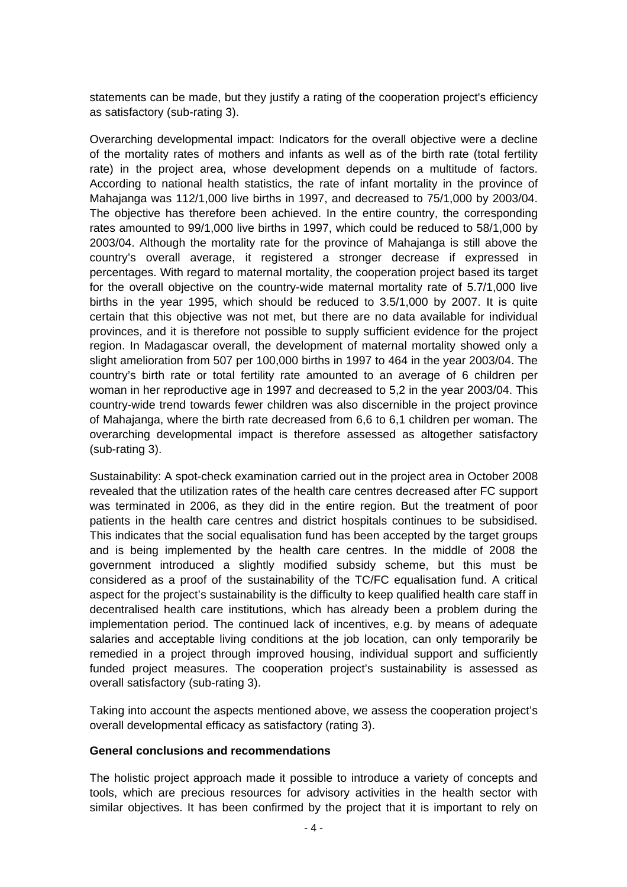statements can be made, but they justify a rating of the cooperation project's efficiency as satisfactory (sub-rating 3).

Overarching developmental impact: Indicators for the overall objective were a decline of the mortality rates of mothers and infants as well as of the birth rate (total fertility rate) in the project area, whose development depends on a multitude of factors. According to national health statistics, the rate of infant mortality in the province of Mahajanga was 112/1,000 live births in 1997, and decreased to 75/1,000 by 2003/04. The objective has therefore been achieved. In the entire country, the corresponding rates amounted to 99/1,000 live births in 1997, which could be reduced to 58/1,000 by 2003/04. Although the mortality rate for the province of Mahajanga is still above the country's overall average, it registered a stronger decrease if expressed in percentages. With regard to maternal mortality, the cooperation project based its target for the overall objective on the country-wide maternal mortality rate of 5.7/1,000 live births in the year 1995, which should be reduced to 3.5/1,000 by 2007. It is quite certain that this objective was not met, but there are no data available for individual provinces, and it is therefore not possible to supply sufficient evidence for the project region. In Madagascar overall, the development of maternal mortality showed only a slight amelioration from 507 per 100,000 births in 1997 to 464 in the year 2003/04. The country's birth rate or total fertility rate amounted to an average of 6 children per woman in her reproductive age in 1997 and decreased to 5,2 in the year 2003/04. This country-wide trend towards fewer children was also discernible in the project province of Mahajanga, where the birth rate decreased from 6,6 to 6,1 children per woman. The overarching developmental impact is therefore assessed as altogether satisfactory (sub-rating 3).

Sustainability: A spot-check examination carried out in the project area in October 2008 revealed that the utilization rates of the health care centres decreased after FC support was terminated in 2006, as they did in the entire region. But the treatment of poor patients in the health care centres and district hospitals continues to be subsidised. This indicates that the social equalisation fund has been accepted by the target groups and is being implemented by the health care centres. In the middle of 2008 the government introduced a slightly modified subsidy scheme, but this must be considered as a proof of the sustainability of the TC/FC equalisation fund. A critical aspect for the project's sustainability is the difficulty to keep qualified health care staff in decentralised health care institutions, which has already been a problem during the implementation period. The continued lack of incentives, e.g. by means of adequate salaries and acceptable living conditions at the job location, can only temporarily be remedied in a project through improved housing, individual support and sufficiently funded project measures. The cooperation project's sustainability is assessed as overall satisfactory (sub-rating 3).

Taking into account the aspects mentioned above, we assess the cooperation project's overall developmental efficacy as satisfactory (rating 3).

**General conclusions and recommendations**

The holistic project approach made it possible to introduce a variety of concepts and tools, which are precious resources for advisory activities in the health sector with similar objectives. It has been confirmed by the project that it is important to rely on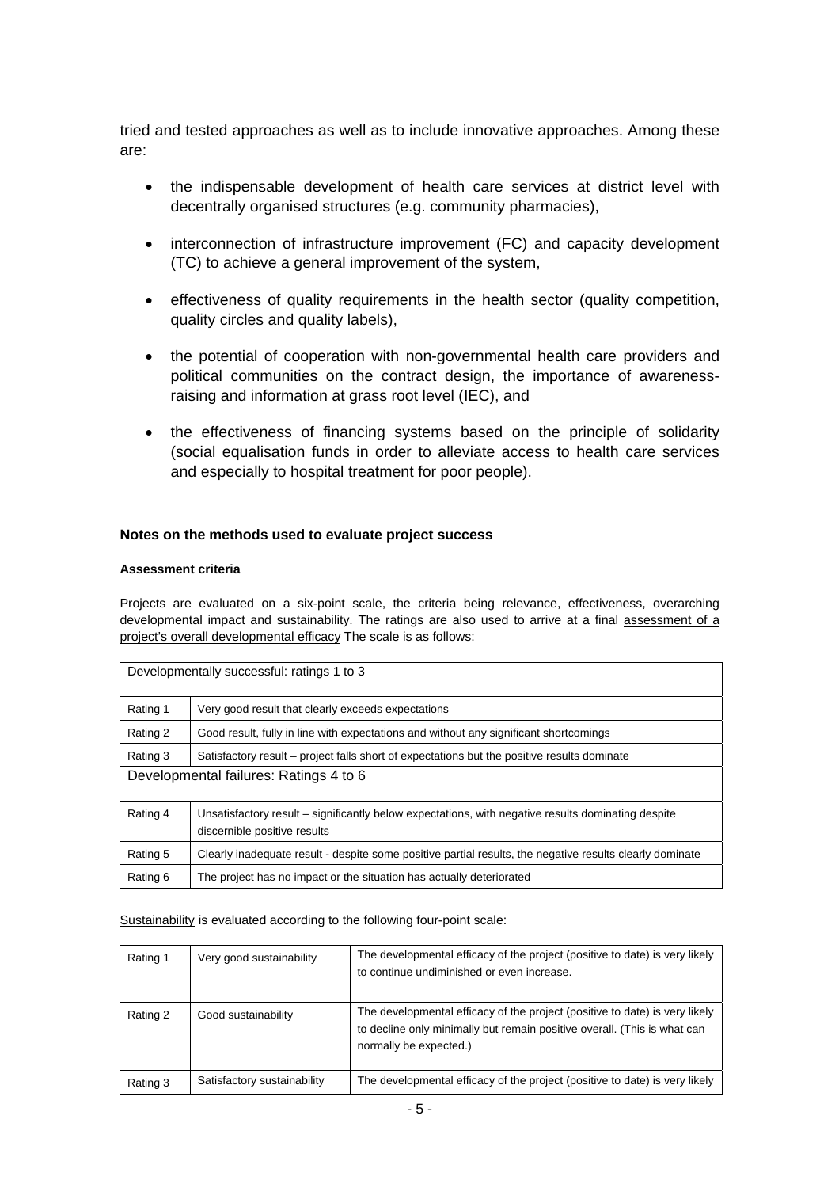tried and tested approaches as well as to include innovative approaches. Among these are:

- the indispensable development of health care services at district level with decentrally organised structures (e.g. community pharmacies),
- interconnection of infrastructure improvement (FC) and capacity development (TC) to achieve a general improvement of the system,
- effectiveness of quality requirements in the health sector (quality competition, quality circles and quality labels),
- the potential of cooperation with non-governmental health care providers and political communities on the contract design, the importance of awareness-raising and information at grass root level (IEC), and
- the effectiveness of financing systems based on the principle of solidarity (social equalisation funds in order to alleviate access to health care services and especially to hospital treatment for poor people).

### Notes on the methods used to evaluate project success

#### Assessment criteria

Projects are evaluated on a six-point scale, the criteria being relevance, effectiveness, overarching developmental impact and sustainability. The ratings are also used to arrive at a final assessment of a project's overall developmental efficacy The scale is as follows:

| Developmentally successful: ratings 1 to 3 | |
|---|---|
| Rating 1 | Very good result that clearly exceeds expectations |
| Rating 2 | Good result, fully in line with expectations and without any significant shortcomings |
| Rating 3 | Satisfactory result – project falls short of expectations but the positive results dominate |
| **Developmental failures: Ratings 4 to 6** | |
| Rating 4 | Unsatisfactory result – significantly below expectations, with negative results dominating despite discernible positive results |
| Rating 5 | Clearly inadequate result - despite some positive partial results, the negative results clearly dominate |
| Rating 6 | The project has no impact or the situation has actually deteriorated |

Sustainability is evaluated according to the following four-point scale:

| | | |
|---|---|---|
| Rating 1 | Very good sustainability | The developmental efficacy of the project (positive to date) is very likely to continue undiminished or even increase. |
| Rating 2 | Good sustainability | The developmental efficacy of the project (positive to date) is very likely to decline only minimally but remain positive overall. (This is what can normally be expected.) |
| Rating 3 | Satisfactory sustainability | The developmental efficacy of the project (positive to date) is very likely |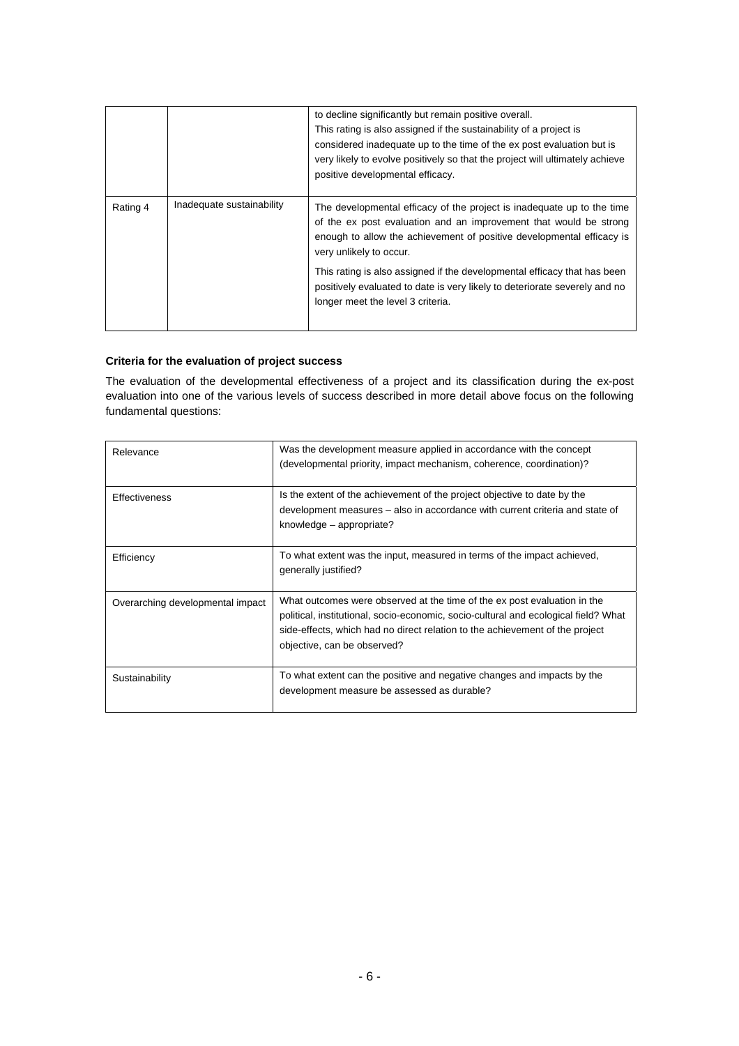| | | |
|---|---|---|
| | | to decline significantly but remain positive overall.<br>This rating is also assigned if the sustainability of a project is considered inadequate up to the time of the ex post evaluation but is very likely to evolve positively so that the project will ultimately achieve positive developmental efficacy. |
| Rating 4 | Inadequate sustainability | The developmental efficacy of the project is inadequate up to the time of the ex post evaluation and an improvement that would be strong enough to allow the achievement of positive developmental efficacy is very unlikely to occur.<br>This rating is also assigned if the developmental efficacy that has been positively evaluated to date is very likely to deteriorate severely and no longer meet the level 3 criteria. |

**Criteria for the evaluation of project success**

The evaluation of the developmental effectiveness of a project and its classification during the ex-post evaluation into one of the various levels of success described in more detail above focus on the following fundamental questions:

| | |
|---|---|
| Relevance | Was the development measure applied in accordance with the concept (developmental priority, impact mechanism, coherence, coordination)? |
| Effectiveness | Is the extent of the achievement of the project objective to date by the development measures – also in accordance with current criteria and state of knowledge – appropriate? |
| Efficiency | To what extent was the input, measured in terms of the impact achieved, generally justified? |
| Overarching developmental impact | What outcomes were observed at the time of the ex post evaluation in the political, institutional, socio-economic, socio-cultural and ecological field? What side-effects, which had no direct relation to the achievement of the project objective, can be observed? |
| Sustainability | To what extent can the positive and negative changes and impacts by the development measure be assessed as durable? |